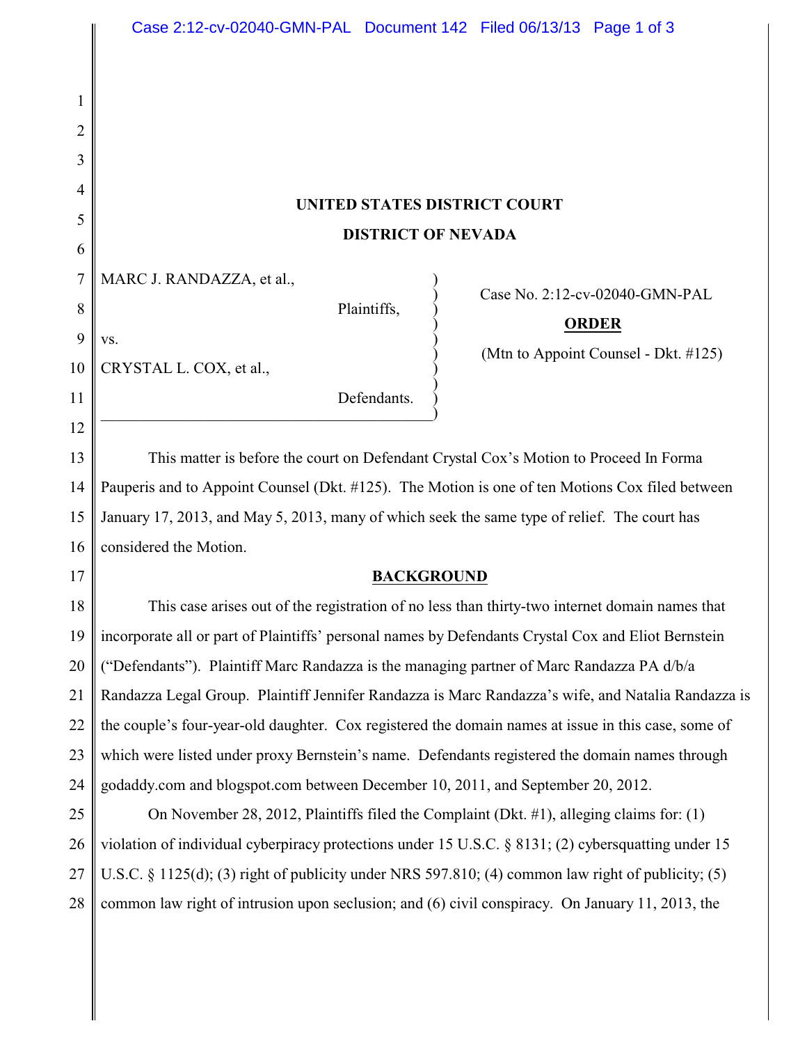# UNITED STATES DISTRICT COURT

# DISTRICT OF NEVADA

MARC J. RANDAZZA, et al.,

Plaintiffs,

vs.

CRYSTAL L. COX, et al.,

Defendants.

Case No. 2:12-cv-02040-GMN-PAL

**ORDER**

(Mtn to Appoint Counsel - Dkt. #125)

This matter is before the court on Defendant Crystal Cox's Motion to Proceed In Forma Pauperis and to Appoint Counsel (Dkt. #125). The Motion is one of ten Motions Cox filed between January 17, 2013, and May 5, 2013, many of which seek the same type of relief. The court has considered the Motion.

## BACKGROUND

This case arises out of the registration of no less than thirty-two internet domain names that incorporate all or part of Plaintiffs' personal names by Defendants Crystal Cox and Eliot Bernstein ("Defendants"). Plaintiff Marc Randazza is the managing partner of Marc Randazza PA d/b/a Randazza Legal Group. Plaintiff Jennifer Randazza is Marc Randazza's wife, and Natalia Randazza is the couple's four-year-old daughter. Cox registered the domain names at issue in this case, some of which were listed under proxy Bernstein's name. Defendants registered the domain names through godaddy.com and blogspot.com between December 10, 2011, and September 20, 2012.

On November 28, 2012, Plaintiffs filed the Complaint (Dkt. #1), alleging claims for: (1) violation of individual cyberpiracy protections under 15 U.S.C. § 8131; (2) cybersquatting under 15 U.S.C. § 1125(d); (3) right of publicity under NRS 597.810; (4) common law right of publicity; (5) common law right of intrusion upon seclusion; and (6) civil conspiracy. On January 11, 2013, the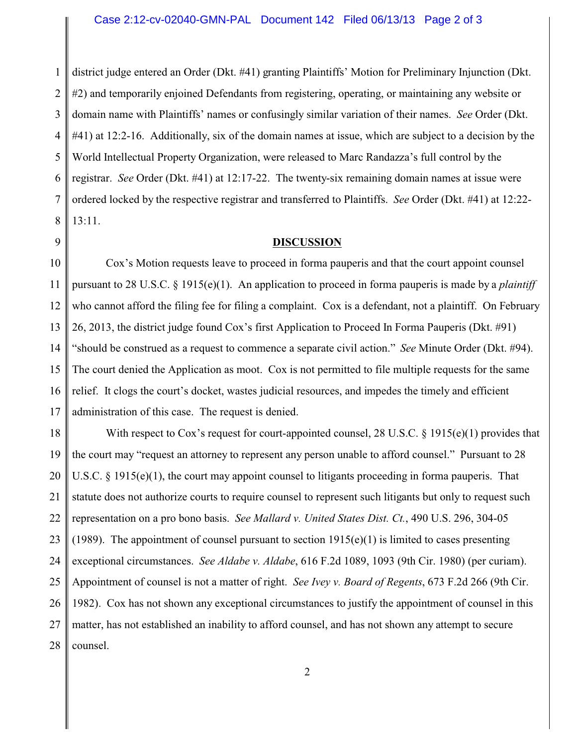district judge entered an Order (Dkt. #41) granting Plaintiffs' Motion for Preliminary Injunction (Dkt. #2) and temporarily enjoined Defendants from registering, operating, or maintaining any website or domain name with Plaintiffs' names or confusingly similar variation of their names. *See* Order (Dkt. #41) at 12:2-16. Additionally, six of the domain names at issue, which are subject to a decision by the World Intellectual Property Organization, were released to Marc Randazza's full control by the registrar. *See* Order (Dkt. #41) at 12:17-22. The twenty-six remaining domain names at issue were ordered locked by the respective registrar and transferred to Plaintiffs. *See* Order (Dkt. #41) at 12:22-13:11.

## DISCUSSION

Cox's Motion requests leave to proceed in forma pauperis and that the court appoint counsel pursuant to 28 U.S.C. § 1915(e)(1). An application to proceed in forma pauperis is made by a *plaintiff* who cannot afford the filing fee for filing a complaint. Cox is a defendant, not a plaintiff. On February 26, 2013, the district judge found Cox's first Application to Proceed In Forma Pauperis (Dkt. #91) "should be construed as a request to commence a separate civil action." *See* Minute Order (Dkt. #94). The court denied the Application as moot. Cox is not permitted to file multiple requests for the same relief. It clogs the court's docket, wastes judicial resources, and impedes the timely and efficient administration of this case. The request is denied.

With respect to Cox's request for court-appointed counsel, 28 U.S.C. § 1915(e)(1) provides that the court may "request an attorney to represent any person unable to afford counsel." Pursuant to 28 U.S.C. § 1915(e)(1), the court may appoint counsel to litigants proceeding in forma pauperis. That statute does not authorize courts to require counsel to represent such litigants but only to request such representation on a pro bono basis. *See Mallard v. United States Dist. Ct.*, 490 U.S. 296, 304-05 (1989). The appointment of counsel pursuant to section 1915(e)(1) is limited to cases presenting exceptional circumstances. *See Aldabe v. Aldabe*, 616 F.2d 1089, 1093 (9th Cir. 1980) (per curiam). Appointment of counsel is not a matter of right. *See Ivey v. Board of Regents*, 673 F.2d 266 (9th Cir. 1982). Cox has not shown any exceptional circumstances to justify the appointment of counsel in this matter, has not established an inability to afford counsel, and has not shown any attempt to secure counsel.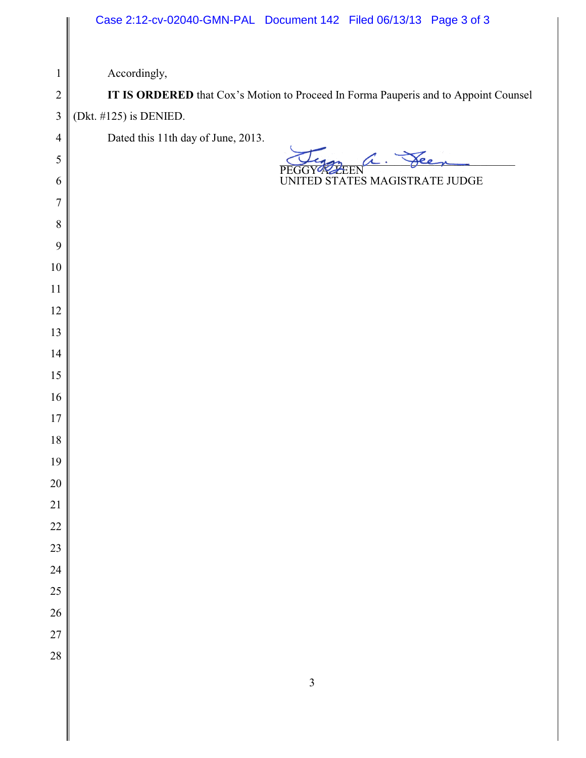Accordingly,

**IT IS ORDERED** that Cox's Motion to Proceed In Forma Pauperis and to Appoint Counsel (Dkt. #125) is DENIED.

Dated this 11th day of June, 2013.

PEGGY A. LEEN
UNITED STATES MAGISTRATE JUDGE